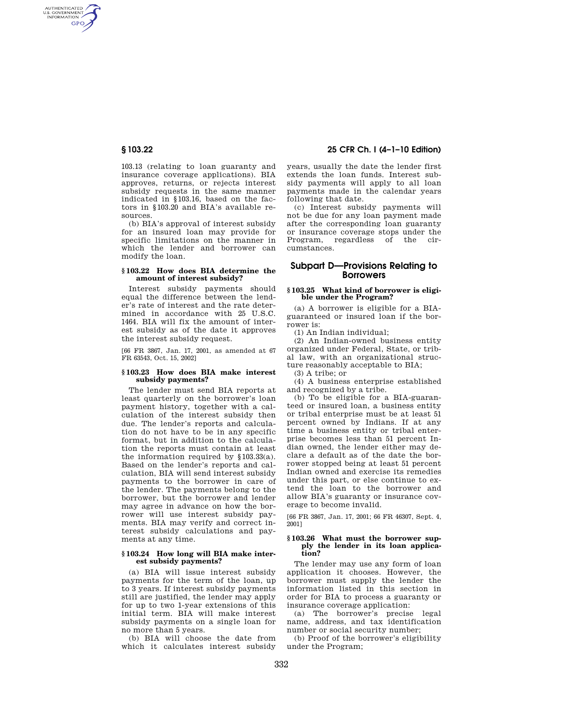103.13 (relating to loan guaranty and insurance coverage applications). BIA approves, returns, or rejects interest subsidy requests in the same manner indicated in §103.16, based on the factors in §103.20 and BIA's available resources.

(b) BIA's approval of interest subsidy for an insured loan may provide for specific limitations on the manner in which the lender and borrower can modify the loan.

#### § 103.22 How does BIA determine the amount of interest subsidy?

Interest subsidy payments should equal the difference between the lender's rate of interest and the rate determined in accordance with 25 U.S.C. 1464. BIA will fix the amount of interest subsidy as of the date it approves the interest subsidy request.

[66 FR 3867, Jan. 17, 2001, as amended at 67 FR 63543, Oct. 15, 2002]

#### § 103.23 How does BIA make interest subsidy payments?

The lender must send BIA reports at least quarterly on the borrower's loan payment history, together with a calculation of the interest subsidy then due. The lender's reports and calculation do not have to be in any specific format, but in addition to the calculation the reports must contain at least the information required by §103.33(a). Based on the lender's reports and calculation, BIA will send interest subsidy payments to the borrower in care of the lender. The payments belong to the borrower, but the borrower and lender may agree in advance on how the borrower will use interest subsidy payments. BIA may verify and correct interest subsidy calculations and payments at any time.

#### § 103.24 How long will BIA make interest subsidy payments?

(a) BIA will issue interest subsidy payments for the term of the loan, up to 3 years. If interest subsidy payments still are justified, the lender may apply for up to two 1-year extensions of this initial term. BIA will make interest subsidy payments on a single loan for no more than 5 years.

(b) BIA will choose the date from which it calculates interest subsidy years, usually the date the lender first extends the loan funds. Interest subsidy payments will apply to all loan payments made in the calendar years following that date.

(c) Interest subsidy payments will not be due for any loan payment made after the corresponding loan guaranty or insurance coverage stops under the Program, regardless of the circumstances.

## Subpart D—Provisions Relating to Borrowers

#### § 103.25 What kind of borrower is eligible under the Program?

(a) A borrower is eligible for a BIA-guaranteed or insured loan if the borrower is:

(1) An Indian individual;

(2) An Indian-owned business entity organized under Federal, State, or tribal law, with an organizational structure reasonably acceptable to BIA;

(3) A tribe; or

(4) A business enterprise established and recognized by a tribe.

(b) To be eligible for a BIA-guaranteed or insured loan, a business entity or tribal enterprise must be at least 51 percent owned by Indians. If at any time a business entity or tribal enterprise becomes less than 51 percent Indian owned, the lender either may declare a default as of the date the borrower stopped being at least 51 percent Indian owned and exercise its remedies under this part, or else continue to extend the loan to the borrower and allow BIA's guaranty or insurance coverage to become invalid.

[66 FR 3867, Jan. 17, 2001; 66 FR 46307, Sept. 4, 2001]

#### § 103.26 What must the borrower supply the lender in its loan application?

The lender may use any form of loan application it chooses. However, the borrower must supply the lender the information listed in this section in order for BIA to process a guaranty or insurance coverage application:

(a) The borrower's precise legal name, address, and tax identification number or social security number;

(b) Proof of the borrower's eligibility under the Program;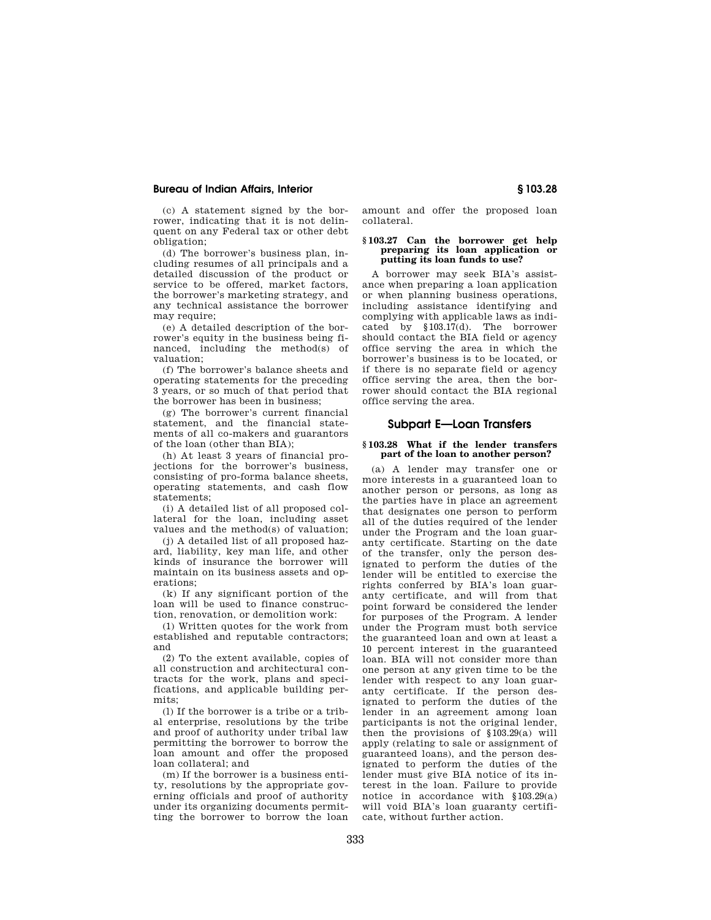(c) A statement signed by the borrower, indicating that it is not delinquent on any Federal tax or other debt obligation;

(d) The borrower's business plan, including resumes of all principals and a detailed discussion of the product or service to be offered, market factors, the borrower's marketing strategy, and any technical assistance the borrower may require;

(e) A detailed description of the borrower's equity in the business being financed, including the method(s) of valuation;

(f) The borrower's balance sheets and operating statements for the preceding 3 years, or so much of that period that the borrower has been in business;

(g) The borrower's current financial statement, and the financial statements of all co-makers and guarantors of the loan (other than BIA);

(h) At least 3 years of financial projections for the borrower's business, consisting of pro-forma balance sheets, operating statements, and cash flow statements;

(i) A detailed list of all proposed collateral for the loan, including asset values and the method(s) of valuation;

(j) A detailed list of all proposed hazard, liability, key man life, and other kinds of insurance the borrower will maintain on its business assets and operations;

(k) If any significant portion of the loan will be used to finance construction, renovation, or demolition work:

(1) Written quotes for the work from established and reputable contractors; and

(2) To the extent available, copies of all construction and architectural contracts for the work, plans and specifications, and applicable building permits;

(l) If the borrower is a tribe or a tribal enterprise, resolutions by the tribe and proof of authority under tribal law permitting the borrower to borrow the loan amount and offer the proposed loan collateral; and

(m) If the borrower is a business entity, resolutions by the appropriate governing officials and proof of authority under its organizing documents permitting the borrower to borrow the loan amount and offer the proposed loan collateral.

**§ 103.27 Can the borrower get help preparing its loan application or putting its loan funds to use?**

A borrower may seek BIA's assistance when preparing a loan application or when planning business operations, including assistance identifying and complying with applicable laws as indicated by §103.17(d). The borrower should contact the BIA field or agency office serving the area in which the borrower's business is to be located, or if there is no separate field or agency office serving the area, then the borrower should contact the BIA regional office serving the area.

## Subpart E—Loan Transfers

**§ 103.28 What if the lender transfers part of the loan to another person?**

(a) A lender may transfer one or more interests in a guaranteed loan to another person or persons, as long as the parties have in place an agreement that designates one person to perform all of the duties required of the lender under the Program and the loan guaranty certificate. Starting on the date of the transfer, only the person designated to perform the duties of the lender will be entitled to exercise the rights conferred by BIA's loan guaranty certificate, and will from that point forward be considered the lender for purposes of the Program. A lender under the Program must both service the guaranteed loan and own at least a 10 percent interest in the guaranteed loan. BIA will not consider more than one person at any given time to be the lender with respect to any loan guaranty certificate. If the person designated to perform the duties of the lender in an agreement among loan participants is not the original lender, then the provisions of §103.29(a) will apply (relating to sale or assignment of guaranteed loans), and the person designated to perform the duties of the lender must give BIA notice of its interest in the loan. Failure to provide notice in accordance with §103.29(a) will void BIA's loan guaranty certificate, without further action.